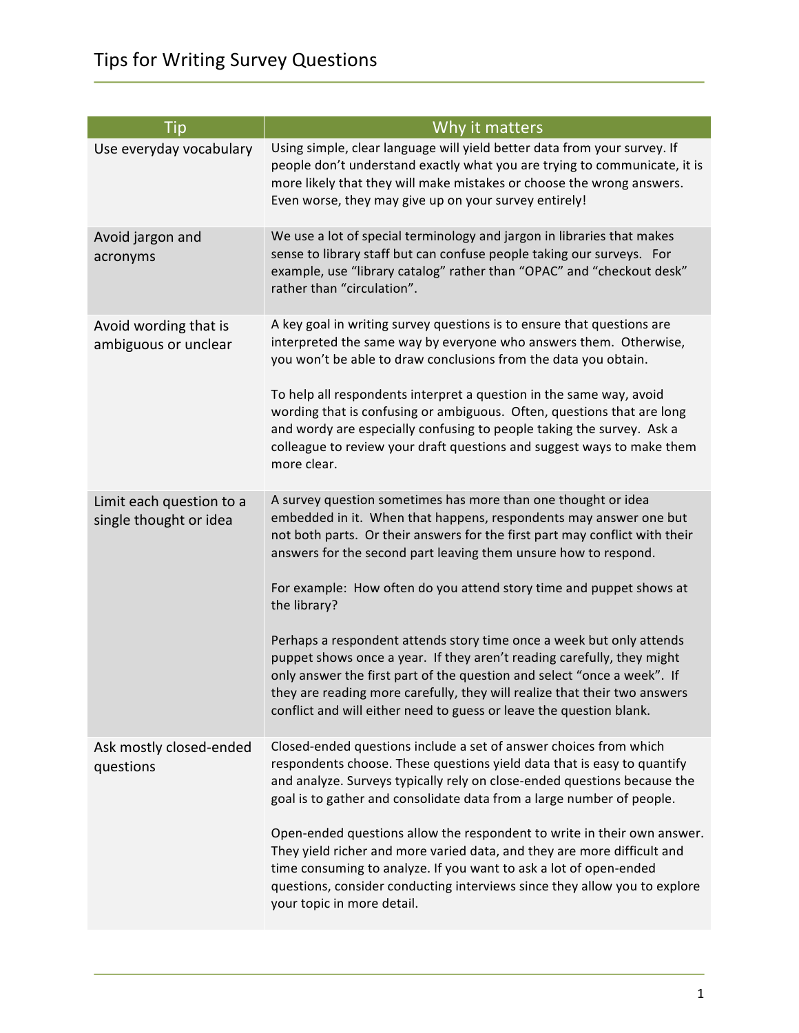# Tips for Writing Survey Questions

| Tip | Why it matters |
|---|---|
| Use everyday vocabulary | Using simple, clear language will yield better data from your survey. If people don't understand exactly what you are trying to communicate, it is more likely that they will make mistakes or choose the wrong answers. Even worse, they may give up on your survey entirely! |
| Avoid jargon and acronyms | We use a lot of special terminology and jargon in libraries that makes sense to library staff but can confuse people taking our surveys. For example, use "library catalog" rather than "OPAC" and "checkout desk" rather than "circulation". |
| Avoid wording that is ambiguous or unclear | A key goal in writing survey questions is to ensure that questions are interpreted the same way by everyone who answers them. Otherwise, you won't be able to draw conclusions from the data you obtain.<br><br>To help all respondents interpret a question in the same way, avoid wording that is confusing or ambiguous. Often, questions that are long and wordy are especially confusing to people taking the survey. Ask a colleague to review your draft questions and suggest ways to make them more clear. |
| Limit each question to a single thought or idea | A survey question sometimes has more than one thought or idea embedded in it. When that happens, respondents may answer one but not both parts. Or their answers for the first part may conflict with their answers for the second part leaving them unsure how to respond.<br><br>For example: How often do you attend story time and puppet shows at the library?<br><br>Perhaps a respondent attends story time once a week but only attends puppet shows once a year. If they aren't reading carefully, they might only answer the first part of the question and select "once a week". If they are reading more carefully, they will realize that their two answers conflict and will either need to guess or leave the question blank. |
| Ask mostly closed-ended questions | Closed-ended questions include a set of answer choices from which respondents choose. These questions yield data that is easy to quantify and analyze. Surveys typically rely on close-ended questions because the goal is to gather and consolidate data from a large number of people.<br><br>Open-ended questions allow the respondent to write in their own answer. They yield richer and more varied data, and they are more difficult and time consuming to analyze. If you want to ask a lot of open-ended questions, consider conducting interviews since they allow you to explore your topic in more detail. |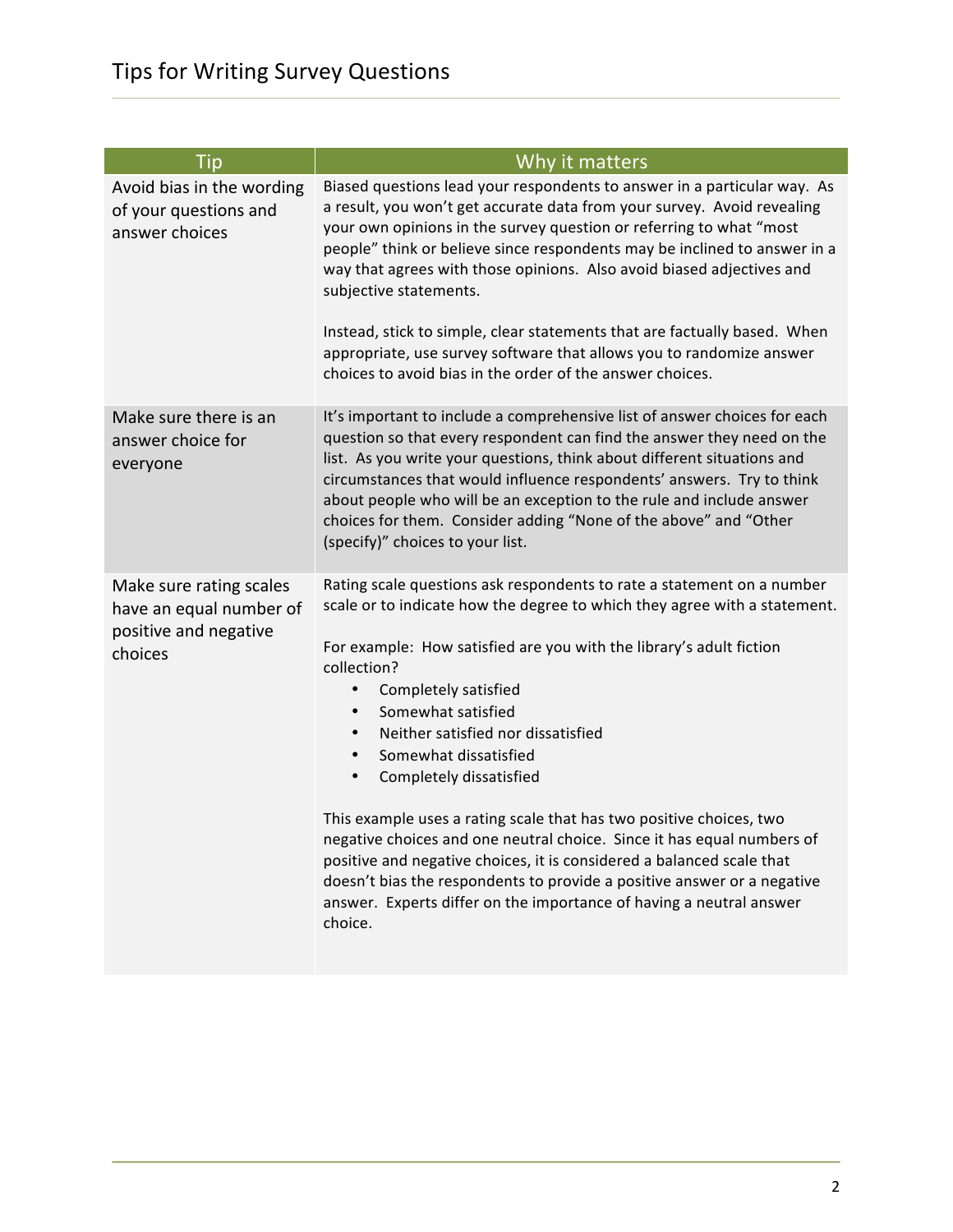# Tips for Writing Survey Questions

| Tip | Why it matters |
| --- | --- |
| Avoid bias in the wording of your questions and answer choices | Biased questions lead your respondents to answer in a particular way. As a result, you won't get accurate data from your survey. Avoid revealing your own opinions in the survey question or referring to what "most people" think or believe since respondents may be inclined to answer in a way that agrees with those opinions. Also avoid biased adjectives and subjective statements.<br><br>Instead, stick to simple, clear statements that are factually based. When appropriate, use survey software that allows you to randomize answer choices to avoid bias in the order of the answer choices. |
| Make sure there is an answer choice for everyone | It's important to include a comprehensive list of answer choices for each question so that every respondent can find the answer they need on the list. As you write your questions, think about different situations and circumstances that would influence respondents' answers. Try to think about people who will be an exception to the rule and include answer choices for them. Consider adding "None of the above" and "Other (specify)" choices to your list. |
| Make sure rating scales have an equal number of positive and negative choices | Rating scale questions ask respondents to rate a statement on a number scale or to indicate how the degree to which they agree with a statement.<br><br>For example: How satisfied are you with the library's adult fiction collection?<br>• Completely satisfied<br>• Somewhat satisfied<br>• Neither satisfied nor dissatisfied<br>• Somewhat dissatisfied<br>• Completely dissatisfied<br><br>This example uses a rating scale that has two positive choices, two negative choices and one neutral choice. Since it has equal numbers of positive and negative choices, it is considered a balanced scale that doesn't bias the respondents to provide a positive answer or a negative answer. Experts differ on the importance of having a neutral answer choice. |